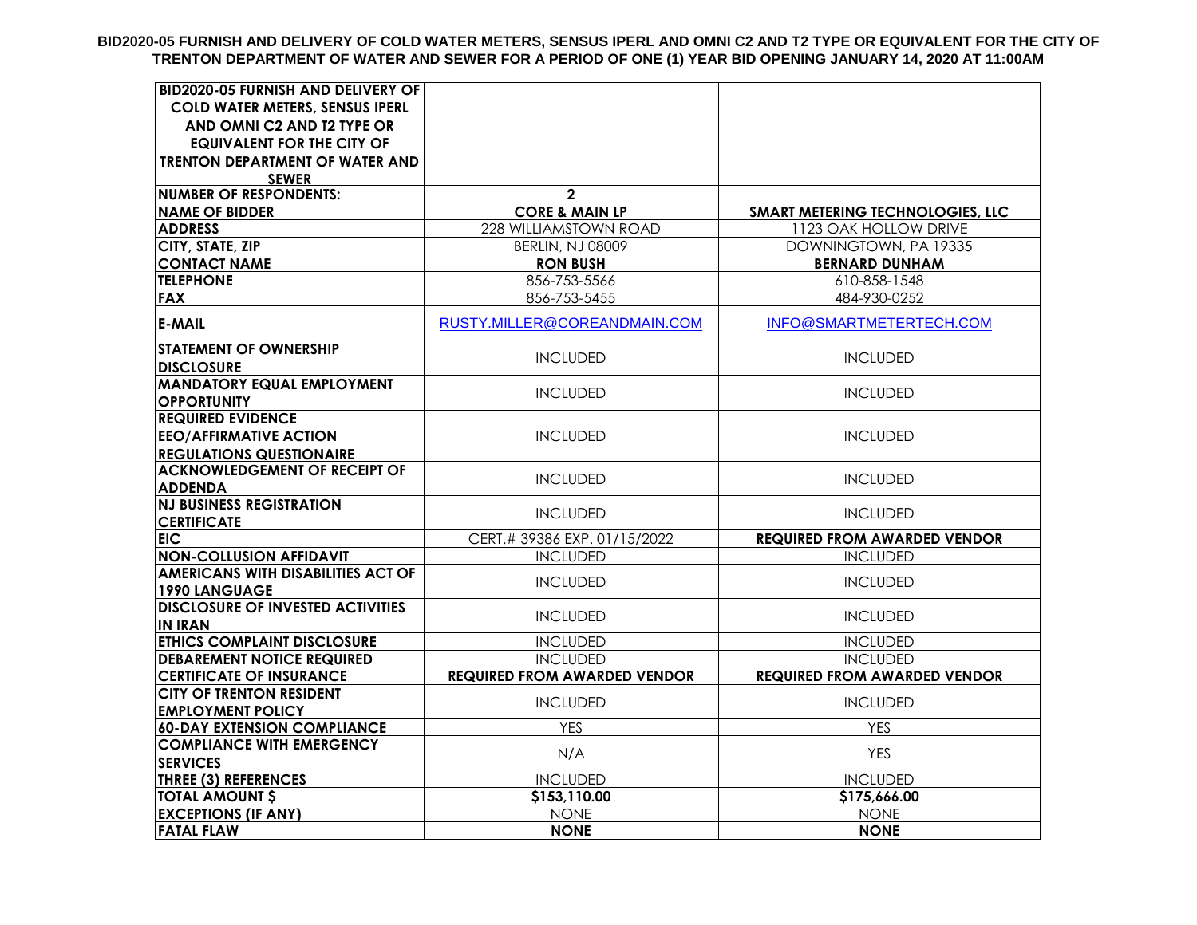**BID2020-05 FURNISH AND DELIVERY OF COLD WATER METERS, SENSUS IPERL AND OMNI C2 AND T2 TYPE OR EQUIVALENT FOR THE CITY OF TRENTON DEPARTMENT OF WATER AND SEWER FOR A PERIOD OF ONE (1) YEAR BID OPENING JANUARY 14, 2020 AT 11:00AM**

| **BID2020-05 FURNISH AND DELIVERY OF COLD WATER METERS, SENSUS IPERL AND OMNI C2 AND T2 TYPE OR EQUIVALENT FOR THE CITY OF TRENTON DEPARTMENT OF WATER AND SEWER** | | |
|---|---|---|
| **NUMBER OF RESPONDENTS:** | **2** | |
| **NAME OF BIDDER** | **CORE & MAIN LP** | **SMART METERING TECHNOLOGIES, LLC** |
| **ADDRESS** | 228 WILLIAMSTOWN ROAD | 1123 OAK HOLLOW DRIVE |
| **CITY, STATE, ZIP** | BERLIN, NJ 08009 | DOWNINGTOWN, PA 19335 |
| **CONTACT NAME** | **RON BUSH** | **BERNARD DUNHAM** |
| **TELEPHONE** | 856-753-5566 | 610-858-1548 |
| **FAX** | 856-753-5455 | 484-930-0252 |
| **E-MAIL** | RUSTY.MILLER@COREANDMAIN.COM | INFO@SMARTMETERTECH.COM |
| **STATEMENT OF OWNERSHIP DISCLOSURE** | INCLUDED | INCLUDED |
| **MANDATORY EQUAL EMPLOYMENT OPPORTUNITY** | INCLUDED | INCLUDED |
| **REQUIRED EVIDENCE EEO/AFFIRMATIVE ACTION REGULATIONS QUESTIONAIRE** | INCLUDED | INCLUDED |
| **ACKNOWLEDGEMENT OF RECEIPT OF ADDENDA** | INCLUDED | INCLUDED |
| **NJ BUSINESS REGISTRATION CERTIFICATE** | INCLUDED | INCLUDED |
| **EIC** | CERT.# 39386 EXP. 01/15/2022 | **REQUIRED FROM AWARDED VENDOR** |
| **NON-COLLUSION AFFIDAVIT** | INCLUDED | INCLUDED |
| **AMERICANS WITH DISABILITIES ACT OF 1990 LANGUAGE** | INCLUDED | INCLUDED |
| **DISCLOSURE OF INVESTED ACTIVITIES IN IRAN** | INCLUDED | INCLUDED |
| **ETHICS COMPLAINT DISCLOSURE** | INCLUDED | INCLUDED |
| **DEBAREMENT NOTICE REQUIRED** | INCLUDED | INCLUDED |
| **CERTIFICATE OF INSURANCE** | **REQUIRED FROM AWARDED VENDOR** | **REQUIRED FROM AWARDED VENDOR** |
| **CITY OF TRENTON RESIDENT EMPLOYMENT POLICY** | INCLUDED | INCLUDED |
| **60-DAY EXTENSION COMPLIANCE** | YES | YES |
| **COMPLIANCE WITH EMERGENCY SERVICES** | N/A | YES |
| **THREE (3) REFERENCES** | INCLUDED | INCLUDED |
| **TOTAL AMOUNT $** | **$153,110.00** | **$175,666.00** |
| **EXCEPTIONS (IF ANY)** | NONE | NONE |
| **FATAL FLAW** | **NONE** | **NONE** |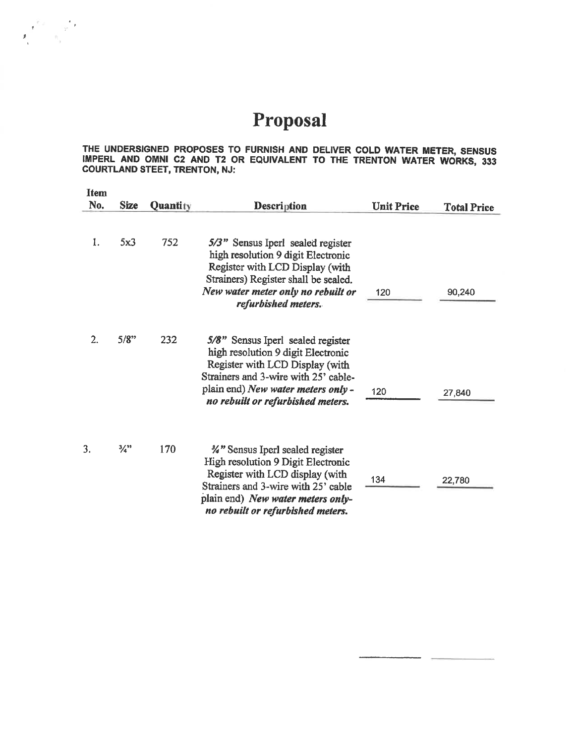# Proposal

**THE UNDERSIGNED PROPOSES TO FURNISH AND DELIVER COLD WATER METER, SENSUS IMPERL AND OMNI C2 AND T2 OR EQUIVALENT TO THE TRENTON WATER WORKS, 333 COURTLAND STEET, TRENTON, NJ:**

| Item No. | Size | Quantity | Description | Unit Price | Total Price |
|---|---|---|---|---|---|
| 1. | 5x3 | 752 | ***5/3"*** Sensus Iperl sealed register high resolution 9 digit Electronic Register with LCD Display (with Strainers) Register shall be sealed. ***New water meter only no rebuilt or refurbished meters.*** | 120 | 90,240 |
| 2. | 5/8" | 232 | ***5/8"*** Sensus Iperl sealed register high resolution 9 digit Electronic Register with LCD Display (with Strainers and 3-wire with 25' cable-plain end) ***New water meters only - no rebuilt or refurbished meters.*** | 120 | 27,840 |
| 3. | ¾" | 170 | ***¾"*** Sensus Iperl sealed register High resolution 9 Digit Electronic Register with LCD display (with Strainers and 3-wire with 25' cable plain end) ***New water meters only- no rebuilt or refurbished meters.*** | 134 | 22,780 |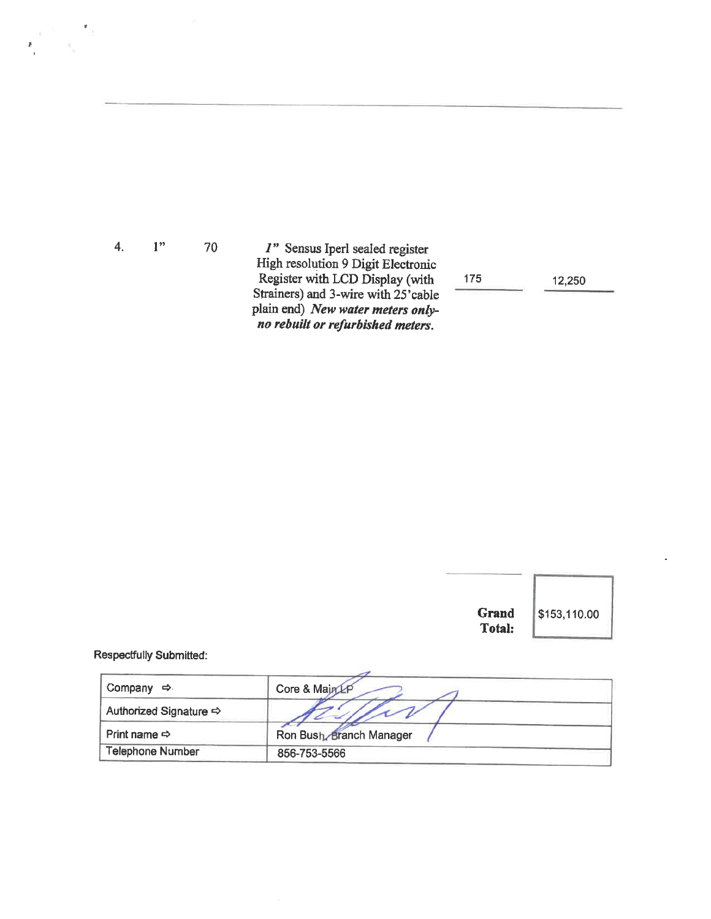| | | | | | |
|---|---|---|---|---|---|
| 4. | 1" | 70 | *1"* Sensus Iperl sealed register High resolution 9 Digit Electronic Register with LCD Display (with Strainers) and 3-wire with 25'cable plain end) ***New water meters only-no rebuilt or refurbished meters.*** | 175 | 12,250 |

**Grand Total:** $153,110.00

Respectfully Submitted:

| | |
|---|---|
| Company ⇨ | Core & Main LP |
| Authorized Signature ⇨ | |
| Print name ⇨ | Ron Bush, Branch Manager |
| Telephone Number | 856-753-5566 |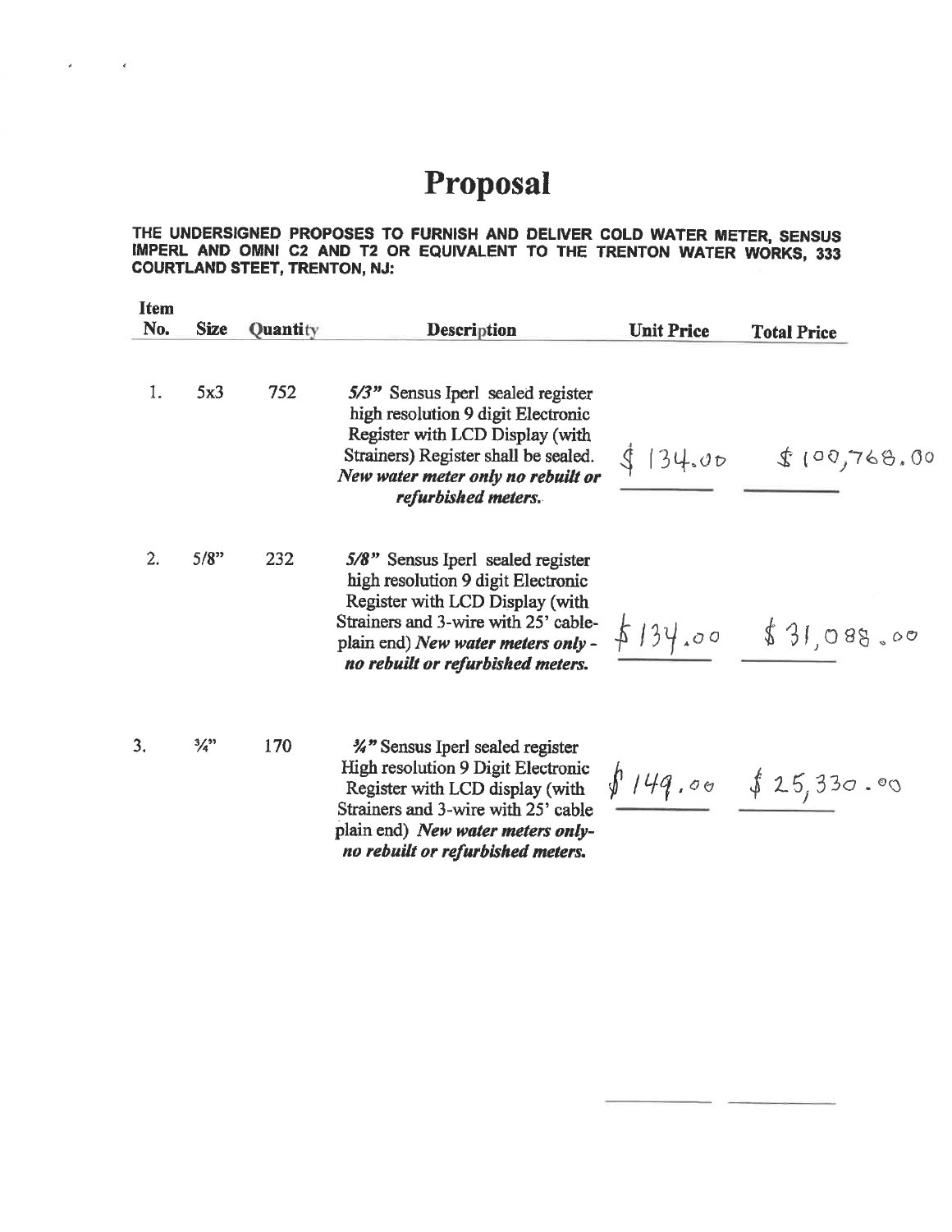# Proposal

**THE UNDERSIGNED PROPOSES TO FURNISH AND DELIVER COLD WATER METER, SENSUS IMPERL AND OMNI C2 AND T2 OR EQUIVALENT TO THE TRENTON WATER WORKS, 333 COURTLAND STEET, TRENTON, NJ:**

| Item No. | Size | Quantity | Description | Unit Price | Total Price |
|---|---|---|---|---|---|
| 1. | 5x3 | 752 | *5/3"* Sensus Iperl sealed register high resolution 9 digit Electronic Register with LCD Display (with Strainers) Register shall be sealed. ***New water meter only no rebuilt or refurbished meters.*** | $134.00 | $100,768.00 |
| 2. | 5/8" | 232 | ***5/8"*** Sensus Iperl sealed register high resolution 9 digit Electronic Register with LCD Display (with Strainers and 3-wire with 25' cable-plain end) ***New water meters only - no rebuilt or refurbished meters.*** | $134.00 | $31,088.00 |
| 3. | ¾" | 170 | ***¾"*** Sensus Iperl sealed register High resolution 9 Digit Electronic Register with LCD display (with Strainers and 3-wire with 25' cable plain end) ***New water meters only- no rebuilt or refurbished meters.*** | $149.00 | $25,330.00 |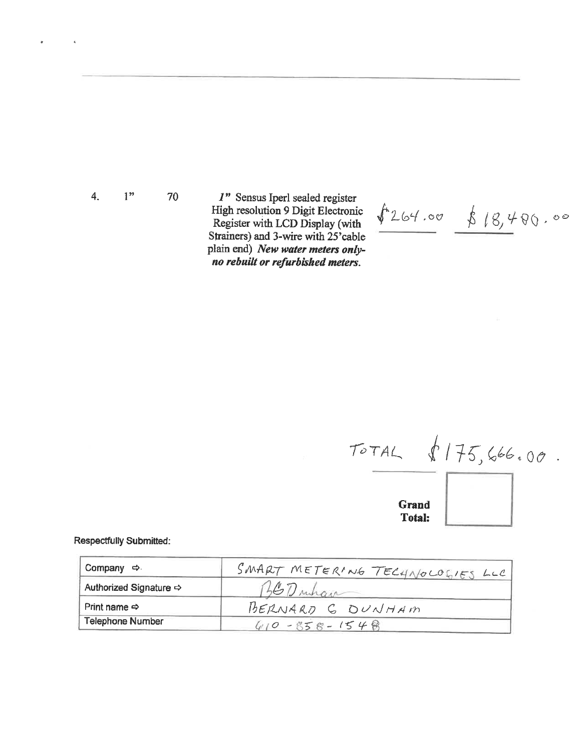| | | | | | |
|---|---|---|---|---|---|
| 4. | 1" | 70 | ***1"*** Sensus Iperl sealed register High resolution 9 Digit Electronic Register with LCD Display (with Strainers) and 3-wire with 25'cable plain end) ***New water meters only- no rebuilt or refurbished meters.*** | $264.00 | $18,480.00 |

TOTAL $175,666.00.

**Grand Total:**

Respectfully Submitted:

| | |
|---|---|
| Company ⇨ | SMART METERING TECHNOLOGIES LLC |
| Authorized Signature ⇨ | BG Dunham |
| Print name ⇨ | BERNARD G DUNHAM |
| Telephone Number | 610-858-1548 |